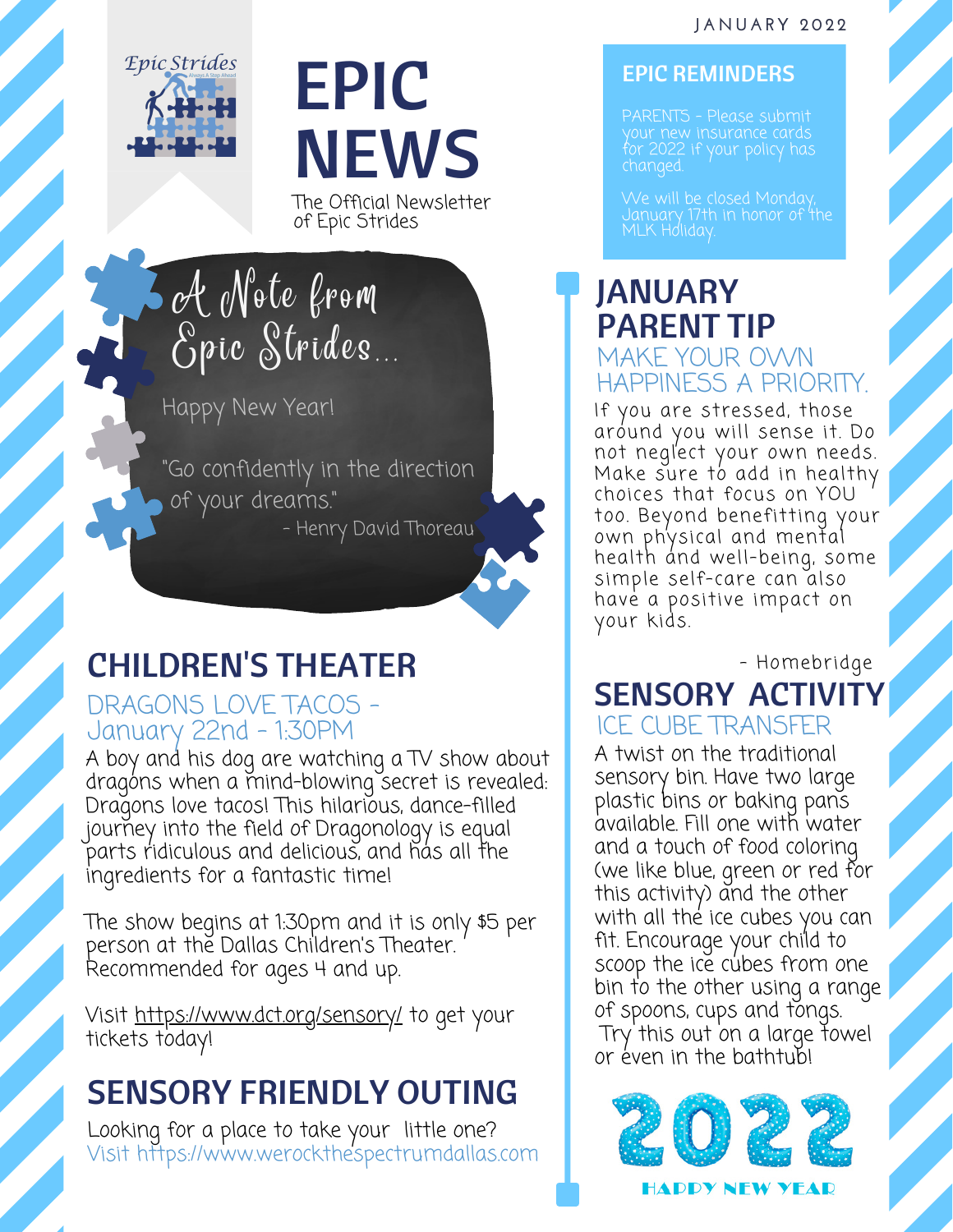JANUARY 2022

Epic Strides

Always A Step Ahead

# EPIC NEWS

The Official Newsletter of Epic Strides

## A Note from Epic Strides...

Happy New Year!

"Go confidently in the direction of your dreams."

- Henry David Thoreau

## CHILDREN'S THEATER

### DRAGONS LOVE TACOS - January 22nd - 1:30PM

A boy and his dog are watching a TV show about dragons when a mind-blowing secret is revealed: Dragons love tacos! This hilarious, dance-filled journey into the field of Dragonology is equal parts ridiculous and delicious, and has all the ingredients for a fantastic time!

The show begins at 1:30pm and it is only $5 per person at the Dallas Children's Theater. Recommended for ages 4 and up.

Visit https://www.dct.org/sensory/ to get your tickets today!

## SENSORY FRIENDLY OUTING

Looking for a place to take your little one?
Visit https://www.werockthespectrumdallas.com

## EPIC REMINDERS

PARENTS - Please submit your new insurance cards for 2022 if your policy has changed.

We will be closed Monday, January 17th in honor of the MLK Holiday.

## JANUARY PARENT TIP

### MAKE YOUR OWN HAPPINESS A PRIORITY.

If you are stressed, those around you will sense it. Do not neglect your own needs. Make sure to add in healthy choices that focus on YOU too. Beyond benefitting your own physical and mental health and well-being, some simple self-care can also have a positive impact on your kids.

- Homebridge

## SENSORY ACTIVITY

### ICE CUBE TRANSFER

A twist on the traditional sensory bin. Have two large plastic bins or baking pans available. Fill one with water and a touch of food coloring (we like blue, green or red for this activity) and the other with all the ice cubes you can fit. Encourage your child to scoop the ice cubes from one bin to the other using a range of spoons, cups and tongs. Try this out on a large towel or even in the bathtub!

2022

HAPPY NEW YEAR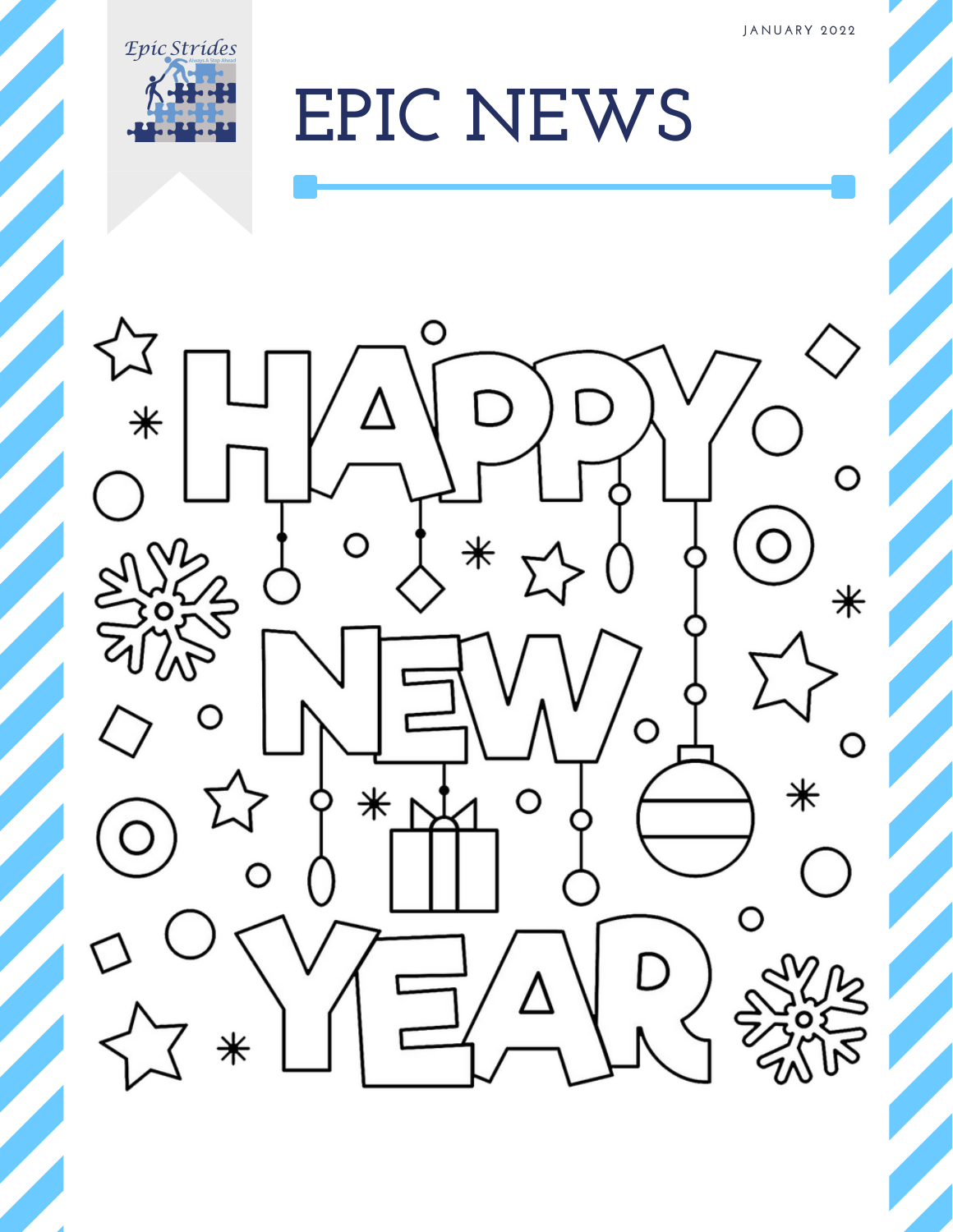JANUARY 2022

Epic Strides

Always A Step Ahead

# EPIC NEWS

HAPPY NEW YEAR